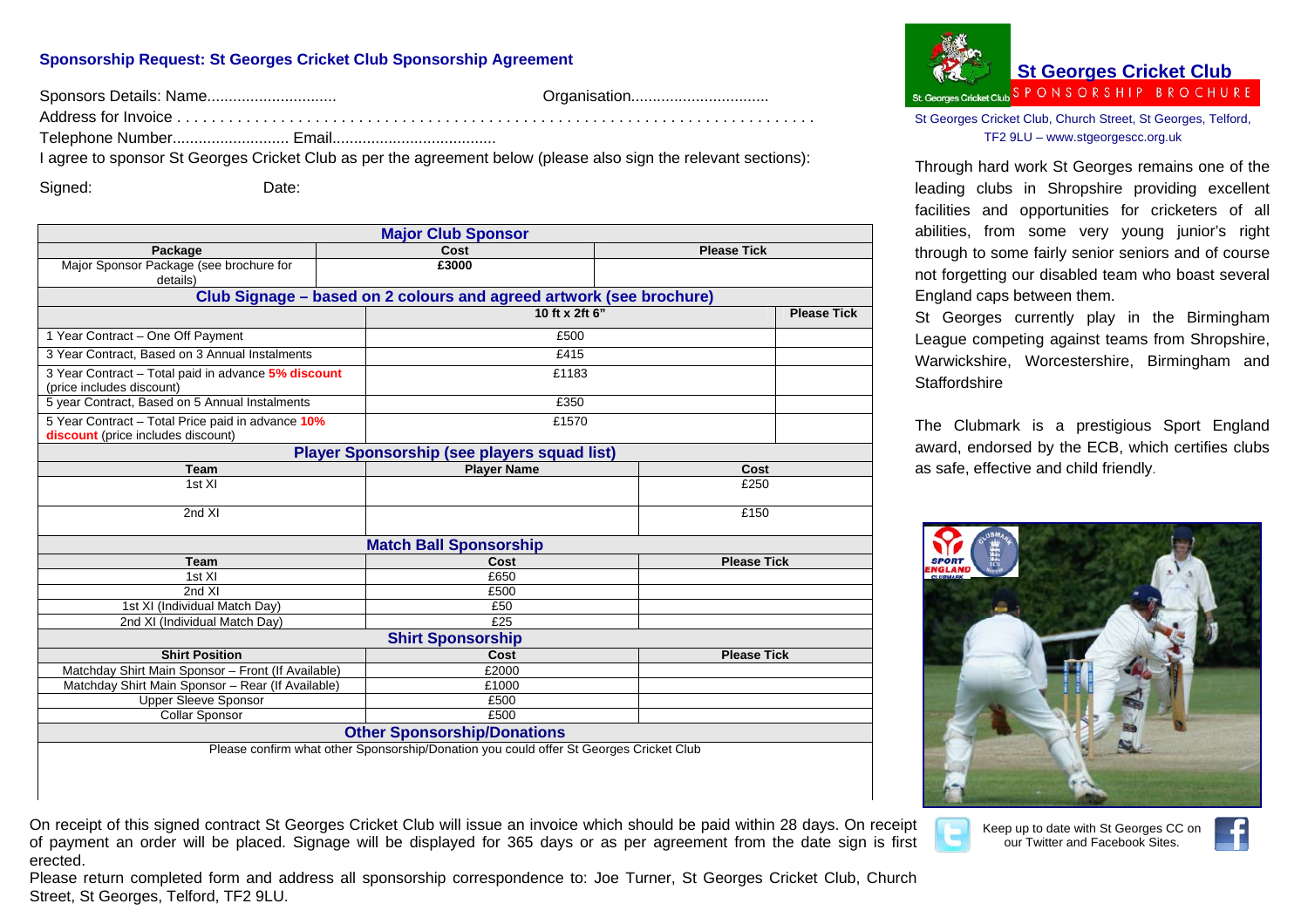## Sponsorship Request: St Georges Cricket Club Sponsorship Agreement

Sponsors Details: Name.............................. Organisation................................

Address for Invoice . . . . . . . . . . . . . . . . . . . . . . . . . . . . . . . . . . . . . . . . . . . . . . . . . . . . . . . . . . . . . . . . . . . . . . .

Telephone Number........................... Email......................................

I agree to sponsor St Georges Cricket Club as per the agreement below (please also sign the relevant sections):

Signed: Date:

### Major Club Sponsor

| Package | Cost | Please Tick |
|---|---|---|
| Major Sponsor Package (see brochure for details) | £3000 | |

### Club Signage – based on 2 colours and agreed artwork (see brochure)

| | 10 ft x 2ft 6" | Please Tick |
|---|---|---|
| 1 Year Contract – One Off Payment | £500 | |
| 3 Year Contract, Based on 3 Annual Instalments | £415 | |
| 3 Year Contract – Total paid in advance **5% discount** (price includes discount) | £1183 | |
| 5 year Contract, Based on 5 Annual Instalments | £350 | |
| 5 Year Contract – Total Price paid in advance **10% discount** (price includes discount) | £1570 | |

### Player Sponsorship (see players squad list)

| Team | Player Name | Cost |
|---|---|---|
| 1st XI | | £250 |
| 2nd XI | | £150 |

### Match Ball Sponsorship

| Team | Cost | Please Tick |
|---|---|---|
| 1st XI | £650 | |
| 2nd XI | £500 | |
| 1st XI (Individual Match Day) | £50 | |
| 2nd XI (Individual Match Day) | £25 | |

### Shirt Sponsorship

| Shirt Position | Cost | Please Tick |
|---|---|---|
| Matchday Shirt Main Sponsor – Front (If Available) | £2000 | |
| Matchday Shirt Main Sponsor – Rear (If Available) | £1000 | |
| Upper Sleeve Sponsor | £500 | |
| Collar Sponsor | £500 | |

### Other Sponsorship/Donations

Please confirm what other Sponsorship/Donation you could offer St Georges Cricket Club

On receipt of this signed contract St Georges Cricket Club will issue an invoice which should be paid within 28 days. On receipt of payment an order will be placed. Signage will be displayed for 365 days or as per agreement from the date sign is first erected.

Please return completed form and address all sponsorship correspondence to: Joe Turner, St Georges Cricket Club, Church Street, St Georges, Telford, TF2 9LU.

# St Georges Cricket Club

SPONSORSHIP BROCHURE

St Georges Cricket Club, Church Street, St Georges, Telford, TF2 9LU – www.stgeorgescc.org.uk

Through hard work St Georges remains one of the leading clubs in Shropshire providing excellent facilities and opportunities for cricketers of all abilities, from some very young junior's right through to some fairly senior seniors and of course not forgetting our disabled team who boast several England caps between them.

St Georges currently play in the Birmingham League competing against teams from Shropshire, Warwickshire, Worcestershire, Birmingham and Staffordshire

The Clubmark is a prestigious Sport England award, endorsed by the ECB, which certifies clubs as safe, effective and child friendly.

Keep up to date with St Georges CC on our Twitter and Facebook Sites.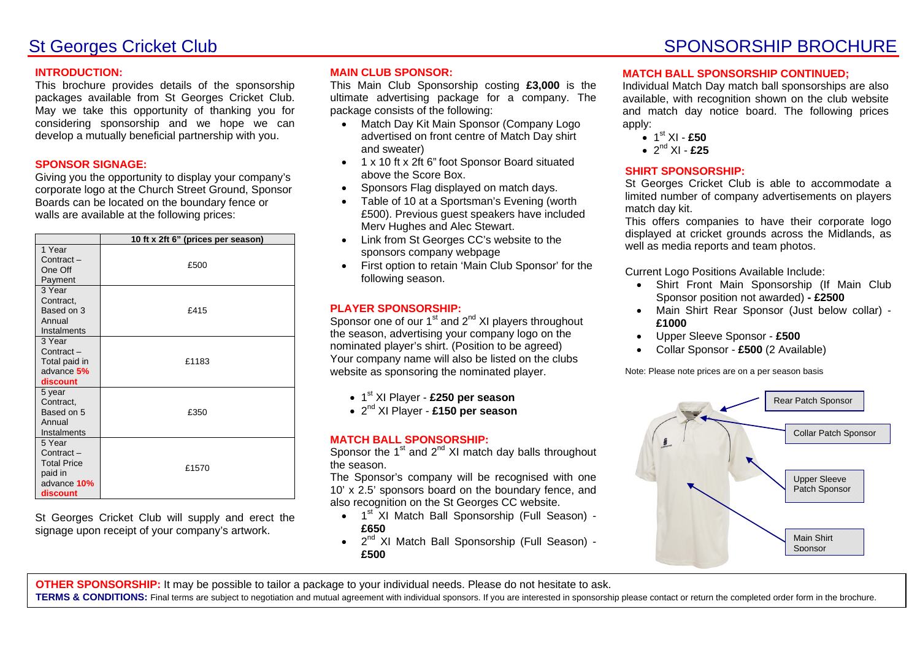# St Georges Cricket Club

# SPONSORSHIP BROCHURE

## INTRODUCTION:

This brochure provides details of the sponsorship packages available from St Georges Cricket Club. May we take this opportunity of thanking you for considering sponsorship and we hope we can develop a mutually beneficial partnership with you.

## SPONSOR SIGNAGE:

Giving you the opportunity to display your company's corporate logo at the Church Street Ground, Sponsor Boards can be located on the boundary fence or walls are available at the following prices:

| | 10 ft x 2ft 6" (prices per season) |
|---|---|
| 1 Year Contract – One Off Payment | £500 |
| 3 Year Contract, Based on 3 Annual Instalments | £415 |
| 3 Year Contract – Total paid in advance **5% discount** | £1183 |
| 5 year Contract, Based on 5 Annual Instalments | £350 |
| 5 Year Contract – Total Price paid in advance **10% discount** | £1570 |

St Georges Cricket Club will supply and erect the signage upon receipt of your company's artwork.

## MAIN CLUB SPONSOR:

This Main Club Sponsorship costing **£3,000** is the ultimate advertising package for a company. The package consists of the following:

- Match Day Kit Main Sponsor (Company Logo advertised on front centre of Match Day shirt and sweater)
- 1 x 10 ft x 2ft 6" foot Sponsor Board situated above the Score Box.
- Sponsors Flag displayed on match days.
- Table of 10 at a Sportsman's Evening (worth £500). Previous guest speakers have included Merv Hughes and Alec Stewart.
- Link from St Georges CC's website to the sponsors company webpage
- First option to retain 'Main Club Sponsor' for the following season.

## PLAYER SPONSORSHIP:

Sponsor one of our 1st and 2nd XI players throughout the season, advertising your company logo on the nominated player's shirt. (Position to be agreed) Your company name will also be listed on the clubs website as sponsoring the nominated player.

- 1st XI Player - **£250 per season**
- 2nd XI Player - **£150 per season**

## MATCH BALL SPONSORSHIP:

Sponsor the 1st and 2nd XI match day balls throughout the season.

The Sponsor's company will be recognised with one 10' x 2.5' sponsors board on the boundary fence, and also recognition on the St Georges CC website.

- 1st XI Match Ball Sponsorship (Full Season) - **£650**
- 2nd XI Match Ball Sponsorship (Full Season) - **£500**

## MATCH BALL SPONSORSHIP CONTINUED;

Individual Match Day match ball sponsorships are also available, with recognition shown on the club website and match day notice board. The following prices apply:

- 1st XI - **£50**
- 2nd XI - **£25**

## SHIRT SPONSORSHIP:

St Georges Cricket Club is able to accommodate a limited number of company advertisements on players match day kit.

This offers companies to have their corporate logo displayed at cricket grounds across the Midlands, as well as media reports and team photos.

Current Logo Positions Available Include:

- Shirt Front Main Sponsorship (If Main Club Sponsor position not awarded) **- £2500**
- Main Shirt Rear Sponsor (Just below collar) - **£1000**
- Upper Sleeve Sponsor - **£500**
- Collar Sponsor - **£500** (2 Available)

Note: Please note prices are on a per season basis

Rear Patch Sponsor

Collar Patch Sponsor

Upper Sleeve Patch Sponsor

Main Shirt Sponsor

**OTHER SPONSORSHIP:** It may be possible to tailor a package to your individual needs. Please do not hesitate to ask.

**TERMS & CONDITIONS:** Final terms are subject to negotiation and mutual agreement with individual sponsors. If you are interested in sponsorship please contact or return the completed order form in the brochure.